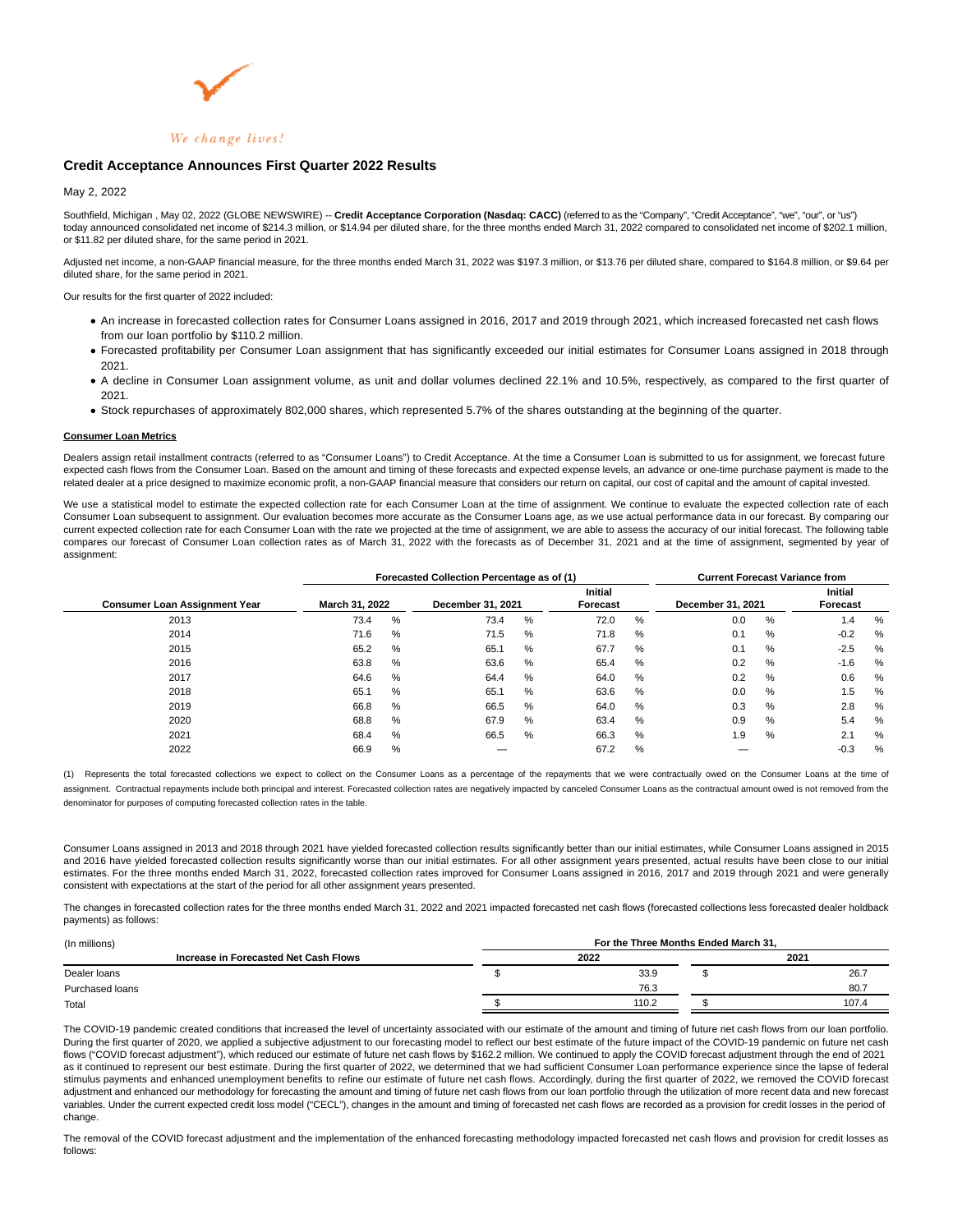We change lives!

# Credit Acceptance Announces First Quarter 2022 Results

May 2, 2022

Southfield, Michigan , May 02, 2022 (GLOBE NEWSWIRE) -- **Credit Acceptance Corporation (Nasdaq: CACC)** (referred to as the "Company", "Credit Acceptance", "we", "our", or "us") today announced consolidated net income of $214.3 million, or $14.94 per diluted share, for the three months ended March 31, 2022 compared to consolidated net income of $202.1 million, or $11.82 per diluted share, for the same period in 2021.

Adjusted net income, a non-GAAP financial measure, for the three months ended March 31, 2022 was $197.3 million, or $13.76 per diluted share, compared to $164.8 million, or $9.64 per diluted share, for the same period in 2021.

Our results for the first quarter of 2022 included:

- An increase in forecasted collection rates for Consumer Loans assigned in 2016, 2017 and 2019 through 2021, which increased forecasted net cash flows from our loan portfolio by $110.2 million.
- Forecasted profitability per Consumer Loan assignment that has significantly exceeded our initial estimates for Consumer Loans assigned in 2018 through 2021.
- A decline in Consumer Loan assignment volume, as unit and dollar volumes declined 22.1% and 10.5%, respectively, as compared to the first quarter of 2021.
- Stock repurchases of approximately 802,000 shares, which represented 5.7% of the shares outstanding at the beginning of the quarter.

**Consumer Loan Metrics**

Dealers assign retail installment contracts (referred to as "Consumer Loans") to Credit Acceptance. At the time a Consumer Loan is submitted to us for assignment, we forecast future expected cash flows from the Consumer Loan. Based on the amount and timing of these forecasts and expected expense levels, an advance or one-time purchase payment is made to the related dealer at a price designed to maximize economic profit, a non-GAAP financial measure that considers our return on capital, our cost of capital and the amount of capital invested.

We use a statistical model to estimate the expected collection rate for each Consumer Loan at the time of assignment. We continue to evaluate the expected collection rate of each Consumer Loan subsequent to assignment. Our evaluation becomes more accurate as the Consumer Loans age, as we use actual performance data in our forecast. By comparing our current expected collection rate for each Consumer Loan with the rate we projected at the time of assignment, we are able to assess the accuracy of our initial forecast. The following table compares our forecast of Consumer Loan collection rates as of March 31, 2022 with the forecasts as of December 31, 2021 and at the time of assignment, segmented by year of assignment:

| | Forecasted Collection Percentage as of (1) | | | Current Forecast Variance from | |
|---|---|---|---|---|---|
| Consumer Loan Assignment Year | March 31, 2022 | December 31, 2021 | Initial Forecast | December 31, 2021 | Initial Forecast |
| 2013 | 73.4 % | 73.4 % | 72.0 % | 0.0 % | 1.4 % |
| 2014 | 71.6 % | 71.5 % | 71.8 % | 0.1 % | -0.2 % |
| 2015 | 65.2 % | 65.1 % | 67.7 % | 0.1 % | -2.5 % |
| 2016 | 63.8 % | 63.6 % | 65.4 % | 0.2 % | -1.6 % |
| 2017 | 64.6 % | 64.4 % | 64.0 % | 0.2 % | 0.6 % |
| 2018 | 65.1 % | 65.1 % | 63.6 % | 0.0 % | 1.5 % |
| 2019 | 66.8 % | 66.5 % | 64.0 % | 0.3 % | 2.8 % |
| 2020 | 68.8 % | 67.9 % | 63.4 % | 0.9 % | 5.4 % |
| 2021 | 68.4 % | 66.5 % | 66.3 % | 1.9 % | 2.1 % |
| 2022 | 66.9 % | — | 67.2 % | — | -0.3 % |

(1) Represents the total forecasted collections we expect to collect on the Consumer Loans as a percentage of the repayments that we were contractually owed on the Consumer Loans at the time of assignment. Contractual repayments include both principal and interest. Forecasted collection rates are negatively impacted by canceled Consumer Loans as the contractual amount owed is not removed from the denominator for purposes of computing forecasted collection rates in the table.

Consumer Loans assigned in 2013 and 2018 through 2021 have yielded forecasted collection results significantly better than our initial estimates, while Consumer Loans assigned in 2015 and 2016 have yielded forecasted collection results significantly worse than our initial estimates. For all other assignment years presented, actual results have been close to our initial estimates. For the three months ended March 31, 2022, forecasted collection rates improved for Consumer Loans assigned in 2016, 2017 and 2019 through 2021 and were generally consistent with expectations at the start of the period for all other assignment years presented.

The changes in forecasted collection rates for the three months ended March 31, 2022 and 2021 impacted forecasted net cash flows (forecasted collections less forecasted dealer holdback payments) as follows:

| (In millions) | For the Three Months Ended March 31, | |
|---|---|---|
| Increase in Forecasted Net Cash Flows | 2022 | 2021 |
| Dealer loans | $ 33.9 | $ 26.7 |
| Purchased loans | 76.3 | 80.7 |
| Total | $ 110.2 | $ 107.4 |

The COVID-19 pandemic created conditions that increased the level of uncertainty associated with our estimate of the amount and timing of future net cash flows from our loan portfolio. During the first quarter of 2020, we applied a subjective adjustment to our forecasting model to reflect our best estimate of the future impact of the COVID-19 pandemic on future net cash flows ("COVID forecast adjustment"), which reduced our estimate of future net cash flows by $162.2 million. We continued to apply the COVID forecast adjustment through the end of 2021 as it continued to represent our best estimate. During the first quarter of 2022, we determined that we had sufficient Consumer Loan performance experience since the lapse of federal stimulus payments and enhanced unemployment benefits to refine our estimate of future net cash flows. Accordingly, during the first quarter of 2022, we removed the COVID forecast adjustment and enhanced our methodology for forecasting the amount and timing of future net cash flows from our loan portfolio through the utilization of more recent data and new forecast variables. Under the current expected credit loss model ("CECL"), changes in the amount and timing of forecasted net cash flows are recorded as a provision for credit losses in the period of change.

The removal of the COVID forecast adjustment and the implementation of the enhanced forecasting methodology impacted forecasted net cash flows and provision for credit losses as follows: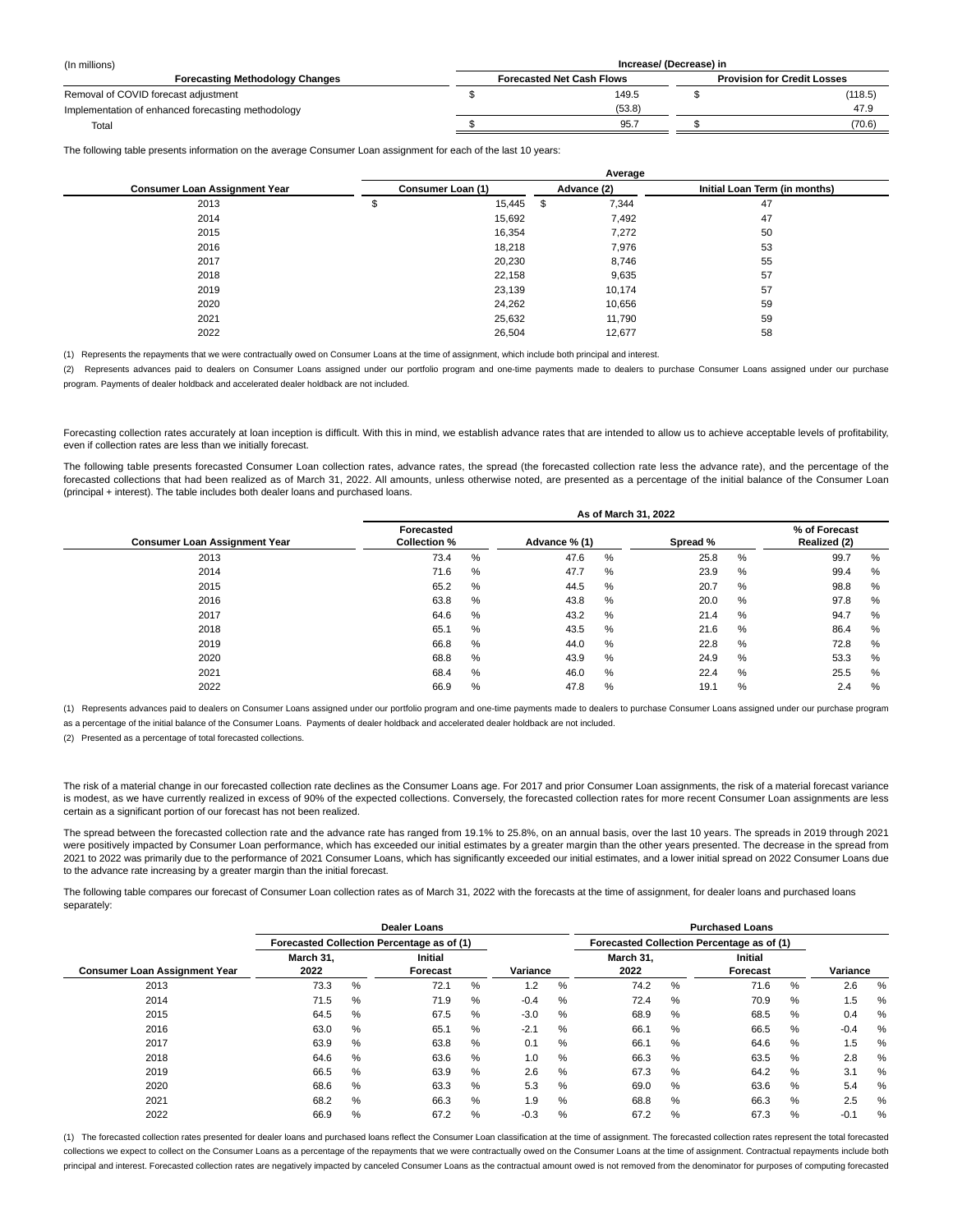| (In millions) | Increase/ (Decrease) in | |
|---|---|---|
| **Forecasting Methodology Changes** | **Forecasted Net Cash Flows** | **Provision for Credit Losses** |
| Removal of COVID forecast adjustment | $ 149.5 | $ (118.5) |
| Implementation of enhanced forecasting methodology | (53.8) | 47.9 |
| Total | $ 95.7 | $ (70.6) |

The following table presents information on the average Consumer Loan assignment for each of the last 10 years:

| | Average | | |
|---|---|---|---|
| **Consumer Loan Assignment Year** | **Consumer Loan (1)** | **Advance (2)** | **Initial Loan Term (in months)** |
| 2013 | $ 15,445 | $ 7,344 | 47 |
| 2014 | 15,692 | 7,492 | 47 |
| 2015 | 16,354 | 7,272 | 50 |
| 2016 | 18,218 | 7,976 | 53 |
| 2017 | 20,230 | 8,746 | 55 |
| 2018 | 22,158 | 9,635 | 57 |
| 2019 | 23,139 | 10,174 | 57 |
| 2020 | 24,262 | 10,656 | 59 |
| 2021 | 25,632 | 11,790 | 59 |
| 2022 | 26,504 | 12,677 | 58 |

(1) Represents the repayments that we were contractually owed on Consumer Loans at the time of assignment, which include both principal and interest.

(2) Represents advances paid to dealers on Consumer Loans assigned under our portfolio program and one-time payments made to dealers to purchase Consumer Loans assigned under our purchase program. Payments of dealer holdback and accelerated dealer holdback are not included.

Forecasting collection rates accurately at loan inception is difficult. With this in mind, we establish advance rates that are intended to allow us to achieve acceptable levels of profitability, even if collection rates are less than we initially forecast.

The following table presents forecasted Consumer Loan collection rates, advance rates, the spread (the forecasted collection rate less the advance rate), and the percentage of the forecasted collections that had been realized as of March 31, 2022. All amounts, unless otherwise noted, are presented as a percentage of the initial balance of the Consumer Loan (principal + interest). The table includes both dealer loans and purchased loans.

| | As of March 31, 2022 | | | |
|---|---|---|---|---|
| **Consumer Loan Assignment Year** | **Forecasted Collection %** | **Advance % (1)** | **Spread %** | **% of Forecast Realized (2)** |
| 2013 | 73.4 % | 47.6 % | 25.8 % | 99.7 % |
| 2014 | 71.6 % | 47.7 % | 23.9 % | 99.4 % |
| 2015 | 65.2 % | 44.5 % | 20.7 % | 98.8 % |
| 2016 | 63.8 % | 43.8 % | 20.0 % | 97.8 % |
| 2017 | 64.6 % | 43.2 % | 21.4 % | 94.7 % |
| 2018 | 65.1 % | 43.5 % | 21.6 % | 86.4 % |
| 2019 | 66.8 % | 44.0 % | 22.8 % | 72.8 % |
| 2020 | 68.8 % | 43.9 % | 24.9 % | 53.3 % |
| 2021 | 68.4 % | 46.0 % | 22.4 % | 25.5 % |
| 2022 | 66.9 % | 47.8 % | 19.1 % | 2.4 % |

(1) Represents advances paid to dealers on Consumer Loans assigned under our portfolio program and one-time payments made to dealers to purchase Consumer Loans assigned under our purchase program as a percentage of the initial balance of the Consumer Loans. Payments of dealer holdback and accelerated dealer holdback are not included.

(2) Presented as a percentage of total forecasted collections.

The risk of a material change in our forecasted collection rate declines as the Consumer Loans age. For 2017 and prior Consumer Loan assignments, the risk of a material forecast variance is modest, as we have currently realized in excess of 90% of the expected collections. Conversely, the forecasted collection rates for more recent Consumer Loan assignments are less certain as a significant portion of our forecast has not been realized.

The spread between the forecasted collection rate and the advance rate has ranged from 19.1% to 25.8%, on an annual basis, over the last 10 years. The spreads in 2019 through 2021 were positively impacted by Consumer Loan performance, which has exceeded our initial estimates by a greater margin than the other years presented. The decrease in the spread from 2021 to 2022 was primarily due to the performance of 2021 Consumer Loans, which has significantly exceeded our initial estimates, and a lower initial spread on 2022 Consumer Loans due to the advance rate increasing by a greater margin than the initial forecast.

The following table compares our forecast of Consumer Loan collection rates as of March 31, 2022 with the forecasts at the time of assignment, for dealer loans and purchased loans separately:

| | Dealer Loans | | | Purchased Loans | | |
|---|---|---|---|---|---|---|
| | Forecasted Collection Percentage as of (1) | | | Forecasted Collection Percentage as of (1) | | |
| **Consumer Loan Assignment Year** | **March 31, 2022** | **Initial Forecast** | **Variance** | **March 31, 2022** | **Initial Forecast** | **Variance** |
| 2013 | 73.3 % | 72.1 % | 1.2 % | 74.2 % | 71.6 % | 2.6 % |
| 2014 | 71.5 % | 71.9 % | -0.4 % | 72.4 % | 70.9 % | 1.5 % |
| 2015 | 64.5 % | 67.5 % | -3.0 % | 68.9 % | 68.5 % | 0.4 % |
| 2016 | 63.0 % | 65.1 % | -2.1 % | 66.1 % | 66.5 % | -0.4 % |
| 2017 | 63.9 % | 63.8 % | 0.1 % | 66.1 % | 64.6 % | 1.5 % |
| 2018 | 64.6 % | 63.6 % | 1.0 % | 66.3 % | 63.5 % | 2.8 % |
| 2019 | 66.5 % | 63.9 % | 2.6 % | 67.3 % | 64.2 % | 3.1 % |
| 2020 | 68.6 % | 63.3 % | 5.3 % | 69.0 % | 63.6 % | 5.4 % |
| 2021 | 68.2 % | 66.3 % | 1.9 % | 68.8 % | 66.3 % | 2.5 % |
| 2022 | 66.9 % | 67.2 % | -0.3 % | 67.2 % | 67.3 % | -0.1 % |

(1) The forecasted collection rates presented for dealer loans and purchased loans reflect the Consumer Loan classification at the time of assignment. The forecasted collection rates represent the total forecasted collections we expect to collect on the Consumer Loans as a percentage of the repayments that we were contractually owed on the Consumer Loans at the time of assignment. Contractual repayments include both principal and interest. Forecasted collection rates are negatively impacted by canceled Consumer Loans as the contractual amount owed is not removed from the denominator for purposes of computing forecasted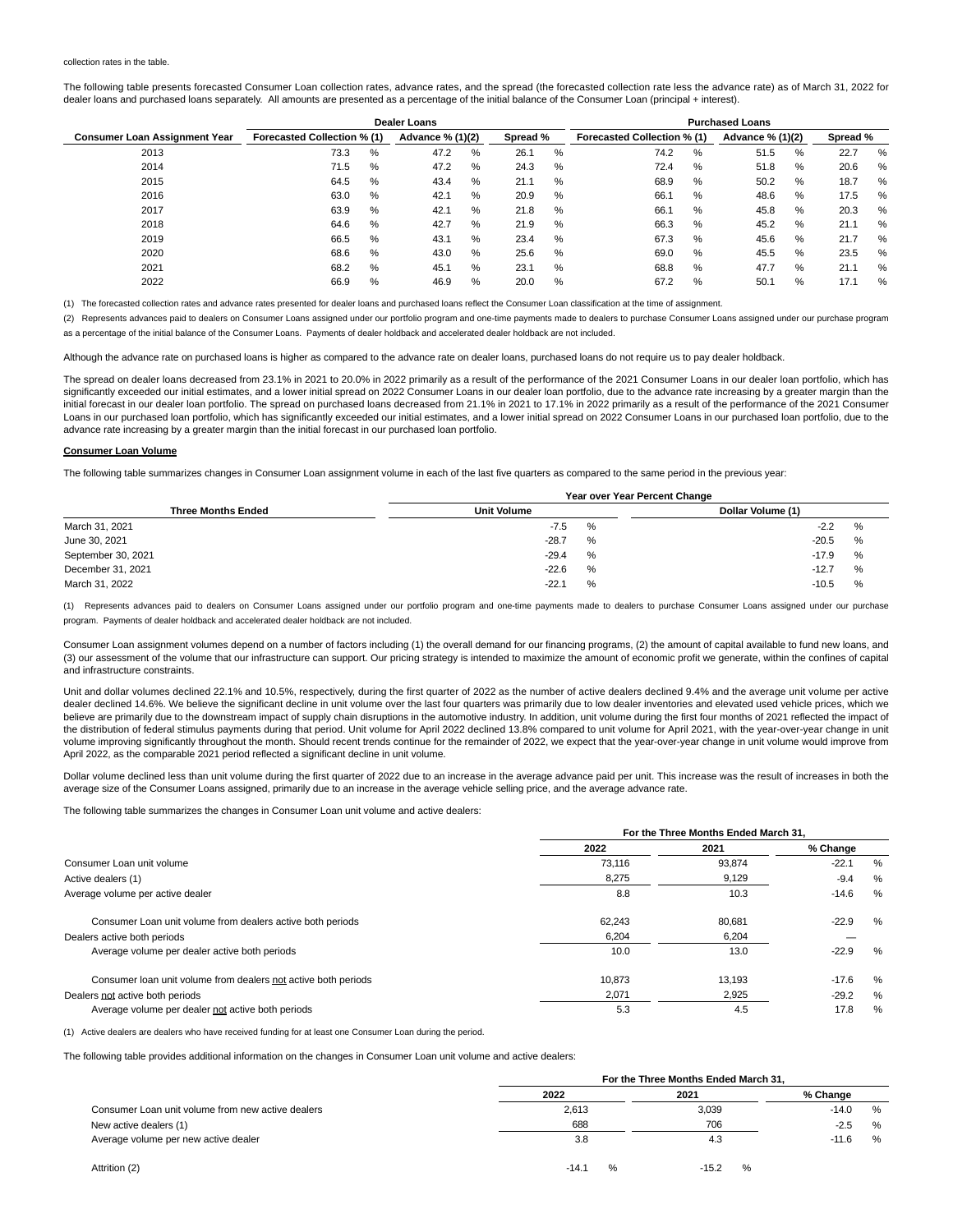collection rates in the table.

The following table presents forecasted Consumer Loan collection rates, advance rates, and the spread (the forecasted collection rate less the advance rate) as of March 31, 2022 for dealer loans and purchased loans separately. All amounts are presented as a percentage of the initial balance of the Consumer Loan (principal + interest).

| | Dealer Loans | | | Purchased Loans | | |
|---|---|---|---|---|---|---|
| Consumer Loan Assignment Year | Forecasted Collection % (1) | Advance % (1)(2) | Spread % | Forecasted Collection % (1) | Advance % (1)(2) | Spread % |
| 2013 | 73.3 % | 47.2 % | 26.1 % | 74.2 % | 51.5 % | 22.7 % |
| 2014 | 71.5 % | 47.2 % | 24.3 % | 72.4 % | 51.8 % | 20.6 % |
| 2015 | 64.5 % | 43.4 % | 21.1 % | 68.9 % | 50.2 % | 18.7 % |
| 2016 | 63.0 % | 42.1 % | 20.9 % | 66.1 % | 48.6 % | 17.5 % |
| 2017 | 63.9 % | 42.1 % | 21.8 % | 66.1 % | 45.8 % | 20.3 % |
| 2018 | 64.6 % | 42.7 % | 21.9 % | 66.3 % | 45.2 % | 21.1 % |
| 2019 | 66.5 % | 43.1 % | 23.4 % | 67.3 % | 45.6 % | 21.7 % |
| 2020 | 68.6 % | 43.0 % | 25.6 % | 69.0 % | 45.5 % | 23.5 % |
| 2021 | 68.2 % | 45.1 % | 23.1 % | 68.8 % | 47.7 % | 21.1 % |
| 2022 | 66.9 % | 46.9 % | 20.0 % | 67.2 % | 50.1 % | 17.1 % |

(1) The forecasted collection rates and advance rates presented for dealer loans and purchased loans reflect the Consumer Loan classification at the time of assignment.

(2) Represents advances paid to dealers on Consumer Loans assigned under our portfolio program and one-time payments made to dealers to purchase Consumer Loans assigned under our purchase program as a percentage of the initial balance of the Consumer Loans. Payments of dealer holdback and accelerated dealer holdback are not included.

Although the advance rate on purchased loans is higher as compared to the advance rate on dealer loans, purchased loans do not require us to pay dealer holdback.

The spread on dealer loans decreased from 23.1% in 2021 to 20.0% in 2022 primarily as a result of the performance of the 2021 Consumer Loans in our dealer loan portfolio, which has significantly exceeded our initial estimates, and a lower initial spread on 2022 Consumer Loans in our dealer loan portfolio, due to the advance rate increasing by a greater margin than the initial forecast in our dealer loan portfolio. The spread on purchased loans decreased from 21.1% in 2021 to 17.1% in 2022 primarily as a result of the performance of the 2021 Consumer Loans in our purchased loan portfolio, which has significantly exceeded our initial estimates, and a lower initial spread on 2022 Consumer Loans in our purchased loan portfolio, due to the advance rate increasing by a greater margin than the initial forecast in our purchased loan portfolio.

**Consumer Loan Volume**

The following table summarizes changes in Consumer Loan assignment volume in each of the last five quarters as compared to the same period in the previous year:

| | Year over Year Percent Change | |
|---|---|---|
| Three Months Ended | Unit Volume | Dollar Volume (1) |
| March 31, 2021 | -7.5 % | -2.2 % |
| June 30, 2021 | -28.7 % | -20.5 % |
| September 30, 2021 | -29.4 % | -17.9 % |
| December 31, 2021 | -22.6 % | -12.7 % |
| March 31, 2022 | -22.1 % | -10.5 % |

(1) Represents advances paid to dealers on Consumer Loans assigned under our portfolio program and one-time payments made to dealers to purchase Consumer Loans assigned under our purchase program. Payments of dealer holdback and accelerated dealer holdback are not included.

Consumer Loan assignment volumes depend on a number of factors including (1) the overall demand for our financing programs, (2) the amount of capital available to fund new loans, and (3) our assessment of the volume that our infrastructure can support. Our pricing strategy is intended to maximize the amount of economic profit we generate, within the confines of capital and infrastructure constraints.

Unit and dollar volumes declined 22.1% and 10.5%, respectively, during the first quarter of 2022 as the number of active dealers declined 9.4% and the average unit volume per active dealer declined 14.6%. We believe the significant decline in unit volume over the last four quarters was primarily due to low dealer inventories and elevated used vehicle prices, which we believe are primarily due to the downstream impact of supply chain disruptions in the automotive industry. In addition, unit volume during the first four months of 2021 reflected the impact of the distribution of federal stimulus payments during that period. Unit volume for April 2022 declined 13.8% compared to unit volume for April 2021, with the year-over-year change in unit volume improving significantly throughout the month. Should recent trends continue for the remainder of 2022, we expect that the year-over-year change in unit volume would improve from April 2022, as the comparable 2021 period reflected a significant decline in unit volume.

Dollar volume declined less than unit volume during the first quarter of 2022 due to an increase in the average advance paid per unit. This increase was the result of increases in both the average size of the Consumer Loans assigned, primarily due to an increase in the average vehicle selling price, and the average advance rate.

The following table summarizes the changes in Consumer Loan unit volume and active dealers:

| | For the Three Months Ended March 31, | | |
|---|---|---|---|
| | 2022 | 2021 | % Change |
| Consumer Loan unit volume | 73,116 | 93,874 | -22.1 % |
| Active dealers (1) | 8,275 | 9,129 | -9.4 % |
| Average volume per active dealer | 8.8 | 10.3 | -14.6 % |
| Consumer Loan unit volume from dealers active both periods | 62,243 | 80,681 | -22.9 % |
| Dealers active both periods | 6,204 | 6,204 | — |
| Average volume per dealer active both periods | 10.0 | 13.0 | -22.9 % |
| Consumer loan unit volume from dealers not active both periods | 10,873 | 13,193 | -17.6 % |
| Dealers not active both periods | 2,071 | 2,925 | -29.2 % |
| Average volume per dealer not active both periods | 5.3 | 4.5 | 17.8 % |

(1) Active dealers are dealers who have received funding for at least one Consumer Loan during the period.

The following table provides additional information on the changes in Consumer Loan unit volume and active dealers:

| | For the Three Months Ended March 31, | | |
|---|---|---|---|
| | 2022 | 2021 | % Change |
| Consumer Loan unit volume from new active dealers | 2,613 | 3,039 | -14.0 % |
| New active dealers (1) | 688 | 706 | -2.5 % |
| Average volume per new active dealer | 3.8 | 4.3 | -11.6 % |
| Attrition (2) | -14.1 % | -15.2 % | |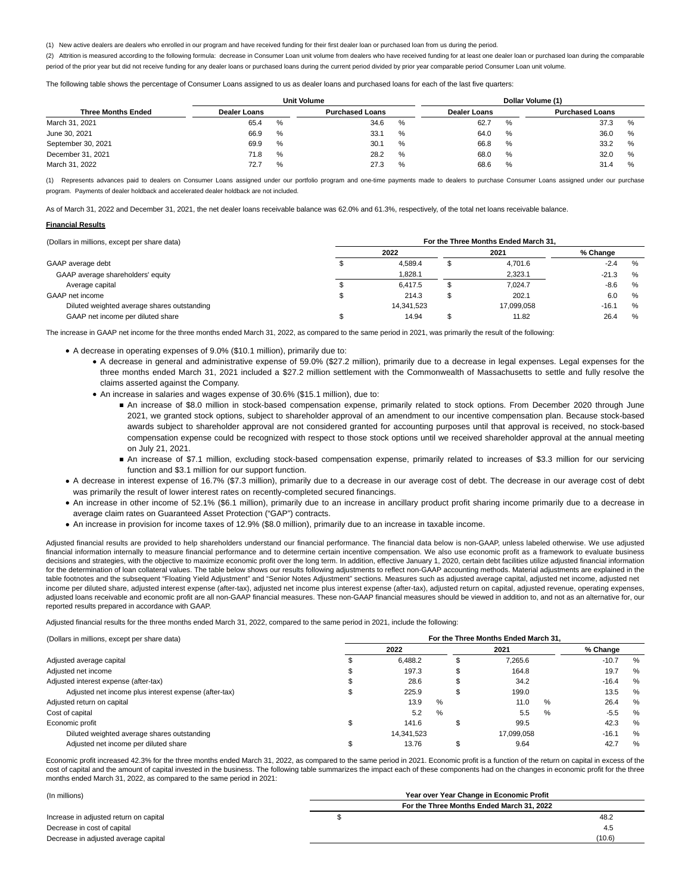(1) New active dealers are dealers who enrolled in our program and have received funding for their first dealer loan or purchased loan from us during the period.

(2) Attrition is measured according to the following formula: decrease in Consumer Loan unit volume from dealers who have received funding for at least one dealer loan or purchased loan during the comparable period of the prior year but did not receive funding for any dealer loans or purchased loans during the current period divided by prior year comparable period Consumer Loan unit volume.

The following table shows the percentage of Consumer Loans assigned to us as dealer loans and purchased loans for each of the last five quarters:

| | Unit Volume | | Dollar Volume (1) | |
|---|---|---|---|---|
| Three Months Ended | Dealer Loans | Purchased Loans | Dealer Loans | Purchased Loans |
| March 31, 2021 | 65.4 % | 34.6 % | 62.7 % | 37.3 % |
| June 30, 2021 | 66.9 % | 33.1 % | 64.0 % | 36.0 % |
| September 30, 2021 | 69.9 % | 30.1 % | 66.8 % | 33.2 % |
| December 31, 2021 | 71.8 % | 28.2 % | 68.0 % | 32.0 % |
| March 31, 2022 | 72.7 % | 27.3 % | 68.6 % | 31.4 % |

(1) Represents advances paid to dealers on Consumer Loans assigned under our portfolio program and one-time payments made to dealers to purchase Consumer Loans assigned under our purchase program. Payments of dealer holdback and accelerated dealer holdback are not included.

As of March 31, 2022 and December 31, 2021, the net dealer loans receivable balance was 62.0% and 61.3%, respectively, of the total net loans receivable balance.

**Financial Results**

| (Dollars in millions, except per share data) | For the Three Months Ended March 31, | | |
|---|---|---|---|
| | 2022 | 2021 | % Change |
| GAAP average debt | $ 4,589.4 | $ 4,701.6 | -2.4 % |
| GAAP average shareholders' equity | 1,828.1 | 2,323.1 | -21.3 % |
| Average capital | $ 6,417.5 | $ 7,024.7 | -8.6 % |
| GAAP net income | $ 214.3 | $ 202.1 | 6.0 % |
| Diluted weighted average shares outstanding | 14,341,523 | 17,099,058 | -16.1 % |
| GAAP net income per diluted share | $ 14.94 | $ 11.82 | 26.4 % |

The increase in GAAP net income for the three months ended March 31, 2022, as compared to the same period in 2021, was primarily the result of the following:

- A decrease in operating expenses of 9.0% ($10.1 million), primarily due to:
  - A decrease in general and administrative expense of 59.0% ($27.2 million), primarily due to a decrease in legal expenses. Legal expenses for the three months ended March 31, 2021 included a $27.2 million settlement with the Commonwealth of Massachusetts to settle and fully resolve the claims asserted against the Company.
  - An increase in salaries and wages expense of 30.6% ($15.1 million), due to:
    - An increase of $8.0 million in stock-based compensation expense, primarily related to stock options. From December 2020 through June 2021, we granted stock options, subject to shareholder approval of an amendment to our incentive compensation plan. Because stock-based awards subject to shareholder approval are not considered granted for accounting purposes until that approval is received, no stock-based compensation expense could be recognized with respect to those stock options until we received shareholder approval at the annual meeting on July 21, 2021.
    - An increase of $7.1 million, excluding stock-based compensation expense, primarily related to increases of $3.3 million for our servicing function and $3.1 million for our support function.
- A decrease in interest expense of 16.7% ($7.3 million), primarily due to a decrease in our average cost of debt. The decrease in our average cost of debt was primarily the result of lower interest rates on recently-completed secured financings.
- An increase in other income of 52.1% ($6.1 million), primarily due to an increase in ancillary product profit sharing income primarily due to a decrease in average claim rates on Guaranteed Asset Protection ("GAP") contracts.
- An increase in provision for income taxes of 12.9% ($8.0 million), primarily due to an increase in taxable income.

Adjusted financial results are provided to help shareholders understand our financial performance. The financial data below is non-GAAP, unless labeled otherwise. We use adjusted financial information internally to measure financial performance and to determine certain incentive compensation. We also use economic profit as a framework to evaluate business decisions and strategies, with the objective to maximize economic profit over the long term. In addition, effective January 1, 2020, certain debt facilities utilize adjusted financial information for the determination of loan collateral values. The table below shows our results following adjustments to reflect non-GAAP accounting methods. Material adjustments are explained in the table footnotes and the subsequent "Floating Yield Adjustment" and "Senior Notes Adjustment" sections. Measures such as adjusted average capital, adjusted net income, adjusted net income per diluted share, adjusted interest expense (after-tax), adjusted net income plus interest expense (after-tax), adjusted return on capital, adjusted revenue, operating expenses, adjusted loans receivable and economic profit are all non-GAAP financial measures. These non-GAAP financial measures should be viewed in addition to, and not as an alternative for, our reported results prepared in accordance with GAAP.

Adjusted financial results for the three months ended March 31, 2022, compared to the same period in 2021, include the following:

| (Dollars in millions, except per share data) | For the Three Months Ended March 31, | | |
|---|---|---|---|
| | 2022 | 2021 | % Change |
| Adjusted average capital | $ 6,488.2 | $ 7,265.6 | -10.7 % |
| Adjusted net income | $ 197.3 | $ 164.8 | 19.7 % |
| Adjusted interest expense (after-tax) | $ 28.6 | $ 34.2 | -16.4 % |
| Adjusted net income plus interest expense (after-tax) | $ 225.9 | $ 199.0 | 13.5 % |
| Adjusted return on capital | 13.9 % | 11.0 % | 26.4 % |
| Cost of capital | 5.2 % | 5.5 % | -5.5 % |
| Economic profit | $ 141.6 | $ 99.5 | 42.3 % |
| Diluted weighted average shares outstanding | 14,341,523 | 17,099,058 | -16.1 % |
| Adjusted net income per diluted share | $ 13.76 | $ 9.64 | 42.7 % |

Economic profit increased 42.3% for the three months ended March 31, 2022, as compared to the same period in 2021. Economic profit is a function of the return on capital in excess of the cost of capital and the amount of capital invested in the business. The following table summarizes the impact each of these components had on the changes in economic profit for the three months ended March 31, 2022, as compared to the same period in 2021:

| (In millions) | Year over Year Change in Economic Profit |
|---|---|
| | For the Three Months Ended March 31, 2022 |
| Increase in adjusted return on capital | $ 48.2 |
| Decrease in cost of capital | 4.5 |
| Decrease in adjusted average capital | (10.6) |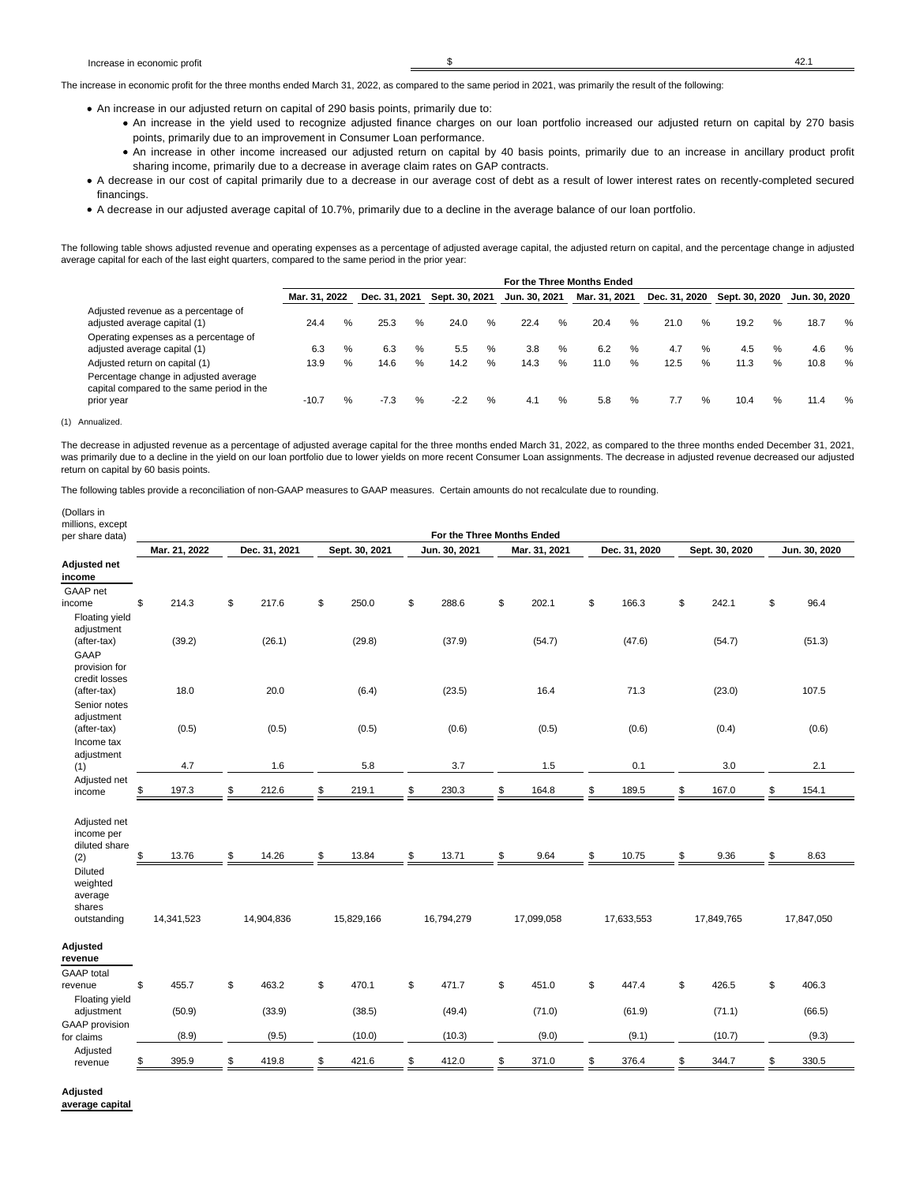| Increase in economic profit | $ | 42.1 |
|---|---|---|

The increase in economic profit for the three months ended March 31, 2022, as compared to the same period in 2021, was primarily the result of the following:

- An increase in our adjusted return on capital of 290 basis points, primarily due to:
  - An increase in the yield used to recognize adjusted finance charges on our loan portfolio increased our adjusted return on capital by 270 basis points, primarily due to an improvement in Consumer Loan performance.
  - An increase in other income increased our adjusted return on capital by 40 basis points, primarily due to an increase in ancillary product profit sharing income, primarily due to a decrease in average claim rates on GAP contracts.
- A decrease in our cost of capital primarily due to a decrease in our average cost of debt as a result of lower interest rates on recently-completed secured financings.
- A decrease in our adjusted average capital of 10.7%, primarily due to a decline in the average balance of our loan portfolio.

The following table shows adjusted revenue and operating expenses as a percentage of adjusted average capital, the adjusted return on capital, and the percentage change in adjusted average capital for each of the last eight quarters, compared to the same period in the prior year:

| | For the Three Months Ended | | | | | | | |
|---|---|---|---|---|---|---|---|---|
| | Mar. 31, 2022 | Dec. 31, 2021 | Sept. 30, 2021 | Jun. 30, 2021 | Mar. 31, 2021 | Dec. 31, 2020 | Sept. 30, 2020 | Jun. 30, 2020 |
| Adjusted revenue as a percentage of adjusted average capital (1) | 24.4 % | 25.3 % | 24.0 % | 22.4 % | 20.4 % | 21.0 % | 19.2 % | 18.7 % |
| Operating expenses as a percentage of adjusted average capital (1) | 6.3 % | 6.3 % | 5.5 % | 3.8 % | 6.2 % | 4.7 % | 4.5 % | 4.6 % |
| Adjusted return on capital (1) | 13.9 % | 14.6 % | 14.2 % | 14.3 % | 11.0 % | 12.5 % | 11.3 % | 10.8 % |
| Percentage change in adjusted average capital compared to the same period in the prior year | -10.7 % | -7.3 % | -2.2 % | 4.1 % | 5.8 % | 7.7 % | 10.4 % | 11.4 % |

(1) Annualized.

The decrease in adjusted revenue as a percentage of adjusted average capital for the three months ended March 31, 2022, as compared to the three months ended December 31, 2021, was primarily due to a decline in the yield on our loan portfolio due to lower yields on more recent Consumer Loan assignments. The decrease in adjusted revenue decreased our adjusted return on capital by 60 basis points.

The following tables provide a reconciliation of non-GAAP measures to GAAP measures. Certain amounts do not recalculate due to rounding.

| (Dollars in millions, except per share data) | For the Three Months Ended | | | | | | | |
|---|---|---|---|---|---|---|---|---|
| | Mar. 21, 2022 | Dec. 31, 2021 | Sept. 30, 2021 | Jun. 30, 2021 | Mar. 31, 2021 | Dec. 31, 2020 | Sept. 30, 2020 | Jun. 30, 2020 |
| **Adjusted net income** | | | | | | | | |
| GAAP net income | $ 214.3 | $ 217.6 | $ 250.0 | $ 288.6 | $ 202.1 | $ 166.3 | $ 242.1 | $ 96.4 |
| Floating yield adjustment (after-tax) | (39.2) | (26.1) | (29.8) | (37.9) | (54.7) | (47.6) | (54.7) | (51.3) |
| GAAP provision for credit losses (after-tax) | 18.0 | 20.0 | (6.4) | (23.5) | 16.4 | 71.3 | (23.0) | 107.5 |
| Senior notes adjustment (after-tax) | (0.5) | (0.5) | (0.5) | (0.6) | (0.5) | (0.6) | (0.4) | (0.6) |
| Income tax adjustment (1) | 4.7 | 1.6 | 5.8 | 3.7 | 1.5 | 0.1 | 3.0 | 2.1 |
| Adjusted net income | $ 197.3 | $ 212.6 | $ 219.1 | $ 230.3 | $ 164.8 | $ 189.5 | $ 167.0 | $ 154.1 |
| Adjusted net income per diluted share (2) | $ 13.76 | $ 14.26 | $ 13.84 | $ 13.71 | $ 9.64 | $ 10.75 | $ 9.36 | $ 8.63 |
| Diluted weighted average shares outstanding | 14,341,523 | 14,904,836 | 15,829,166 | 16,794,279 | 17,099,058 | 17,633,553 | 17,849,765 | 17,847,050 |
| **Adjusted revenue** | | | | | | | | |
| GAAP total revenue | $ 455.7 | $ 463.2 | $ 470.1 | $ 471.7 | $ 451.0 | $ 447.4 | $ 426.5 | $ 406.3 |
| Floating yield adjustment | (50.9) | (33.9) | (38.5) | (49.4) | (71.0) | (61.9) | (71.1) | (66.5) |
| GAAP provision for claims | (8.9) | (9.5) | (10.0) | (10.3) | (9.0) | (9.1) | (10.7) | (9.3) |
| Adjusted revenue | $ 395.9 | $ 419.8 | $ 421.6 | $ 412.0 | $ 371.0 | $ 376.4 | $ 344.7 | $ 330.5 |
| **Adjusted average capital** | | | | | | | | |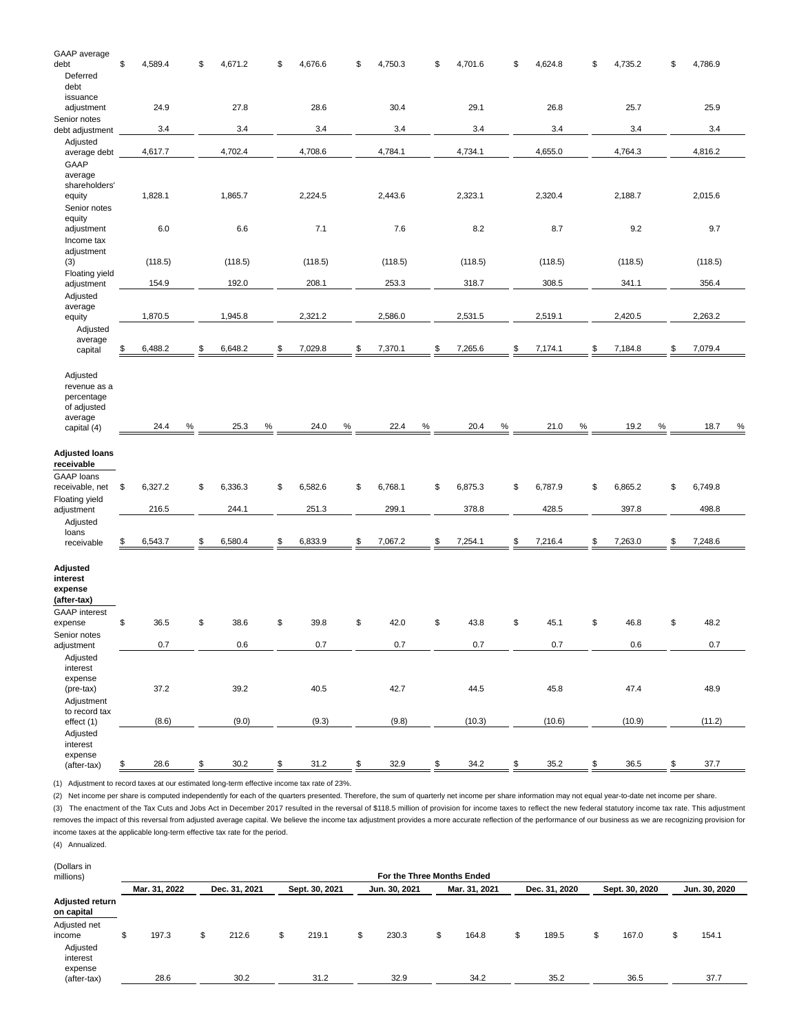| | | | | | | | | |
|---|---|---|---|---|---|---|---|---|
| GAAP average debt | $ 4,589.4 | $ 4,671.2 | $ 4,676.6 | $ 4,750.3 | $ 4,701.6 | $ 4,624.8 | $ 4,735.2 | $ 4,786.9 |
| Deferred debt issuance adjustment | 24.9 | 27.8 | 28.6 | 30.4 | 29.1 | 26.8 | 25.7 | 25.9 |
| Senior notes debt adjustment | 3.4 | 3.4 | 3.4 | 3.4 | 3.4 | 3.4 | 3.4 | 3.4 |
| Adjusted average debt | 4,617.7 | 4,702.4 | 4,708.6 | 4,784.1 | 4,734.1 | 4,655.0 | 4,764.3 | 4,816.2 |
| GAAP average shareholders' equity | 1,828.1 | 1,865.7 | 2,224.5 | 2,443.6 | 2,323.1 | 2,320.4 | 2,188.7 | 2,015.6 |
| Senior notes equity adjustment | 6.0 | 6.6 | 7.1 | 7.6 | 8.2 | 8.7 | 9.2 | 9.7 |
| Income tax adjustment (3) | (118.5) | (118.5) | (118.5) | (118.5) | (118.5) | (118.5) | (118.5) | (118.5) |
| Floating yield adjustment | 154.9 | 192.0 | 208.1 | 253.3 | 318.7 | 308.5 | 341.1 | 356.4 |
| Adjusted average equity | 1,870.5 | 1,945.8 | 2,321.2 | 2,586.0 | 2,531.5 | 2,519.1 | 2,420.5 | 2,263.2 |
| Adjusted average capital | $ 6,488.2 | $ 6,648.2 | $ 7,029.8 | $ 7,370.1 | $ 7,265.6 | $ 7,174.1 | $ 7,184.8 | $ 7,079.4 |
| Adjusted revenue as a percentage of adjusted average capital (4) | 24.4 % | 25.3 % | 24.0 % | 22.4 % | 20.4 % | 21.0 % | 19.2 % | 18.7 % |
| **Adjusted loans receivable** | | | | | | | | |
| GAAP loans receivable, net | $ 6,327.2 | $ 6,336.3 | $ 6,582.6 | $ 6,768.1 | $ 6,875.3 | $ 6,787.9 | $ 6,865.2 | $ 6,749.8 |
| Floating yield adjustment | 216.5 | 244.1 | 251.3 | 299.1 | 378.8 | 428.5 | 397.8 | 498.8 |
| Adjusted loans receivable | $ 6,543.7 | $ 6,580.4 | $ 6,833.9 | $ 7,067.2 | $ 7,254.1 | $ 7,216.4 | $ 7,263.0 | $ 7,248.6 |
| **Adjusted interest expense (after-tax)** | | | | | | | | |
| GAAP interest expense | $ 36.5 | $ 38.6 | $ 39.8 | $ 42.0 | $ 43.8 | $ 45.1 | $ 46.8 | $ 48.2 |
| Senior notes adjustment | 0.7 | 0.6 | 0.7 | 0.7 | 0.7 | 0.7 | 0.6 | 0.7 |
| Adjusted interest expense (pre-tax) | 37.2 | 39.2 | 40.5 | 42.7 | 44.5 | 45.8 | 47.4 | 48.9 |
| Adjustment to record tax effect (1) | (8.6) | (9.0) | (9.3) | (9.8) | (10.3) | (10.6) | (10.9) | (11.2) |
| Adjusted interest expense (after-tax) | $ 28.6 | $ 30.2 | $ 31.2 | $ 32.9 | $ 34.2 | $ 35.2 | $ 36.5 | $ 37.7 |

(1) Adjustment to record taxes at our estimated long-term effective income tax rate of 23%.

(2) Net income per share is computed independently for each of the quarters presented. Therefore, the sum of quarterly net income per share information may not equal year-to-date net income per share.

(3) The enactment of the Tax Cuts and Jobs Act in December 2017 resulted in the reversal of $118.5 million of provision for income taxes to reflect the new federal statutory income tax rate. This adjustment removes the impact of this reversal from adjusted average capital. We believe the income tax adjustment provides a more accurate reflection of the performance of our business as we are recognizing provision for income taxes at the applicable long-term effective tax rate for the period.

(4) Annualized.

| (Dollars in millions) | For the Three Months Ended | | | | | | | |
|---|---|---|---|---|---|---|---|---|
| | Mar. 31, 2022 | Dec. 31, 2021 | Sept. 30, 2021 | Jun. 30, 2021 | Mar. 31, 2021 | Dec. 31, 2020 | Sept. 30, 2020 | Jun. 30, 2020 |
| **Adjusted return on capital** | | | | | | | | |
| Adjusted net income | $ 197.3 | $ 212.6 | $ 219.1 | $ 230.3 | $ 164.8 | $ 189.5 | $ 167.0 | $ 154.1 |
| Adjusted interest expense (after-tax) | 28.6 | 30.2 | 31.2 | 32.9 | 34.2 | 35.2 | 36.5 | 37.7 |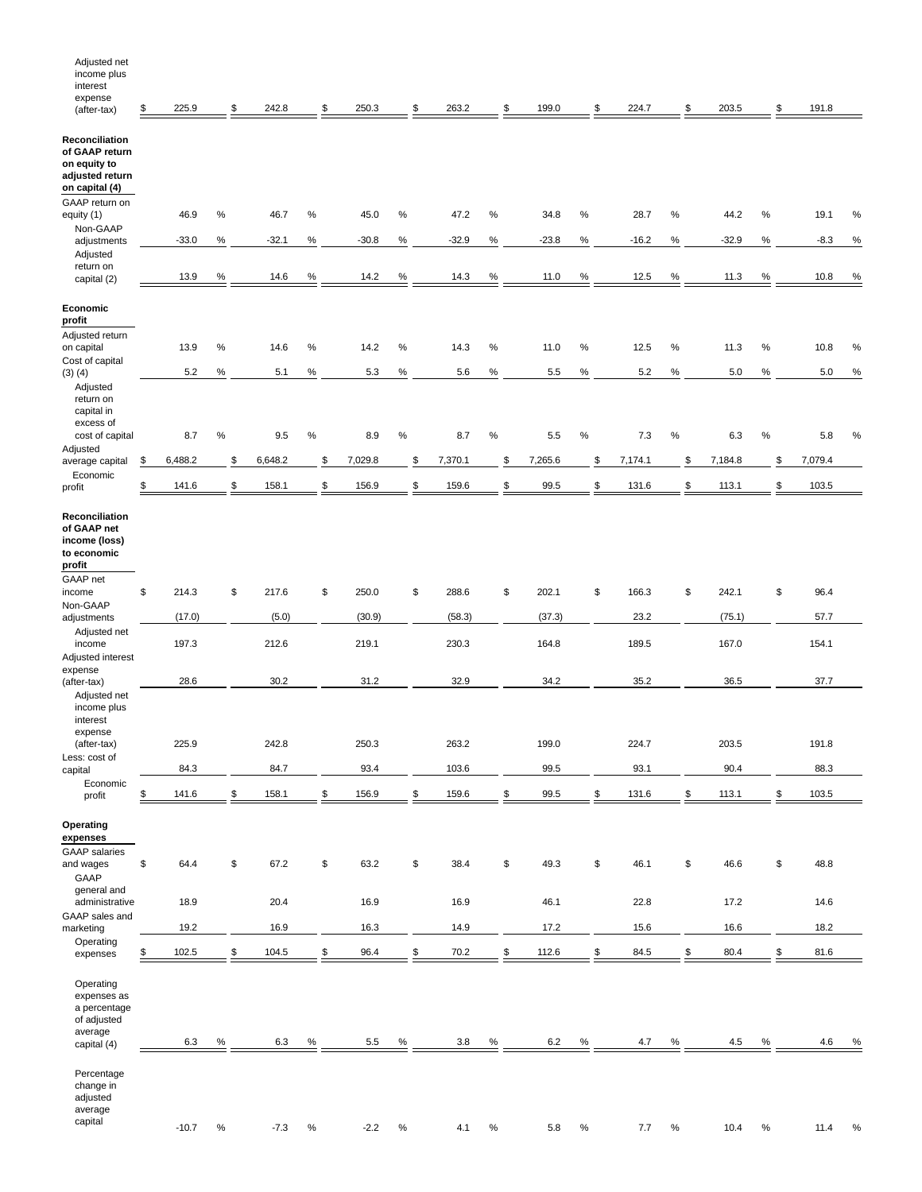| | | | | | | | | |
|---|---|---|---|---|---|---|---|---|
| Adjusted net income plus interest expense (after-tax) | $ 225.9 | $ 242.8 | $ 250.3 | $ 263.2 | $ 199.0 | $ 224.7 | $ 203.5 | $ 191.8 |
| **Reconciliation of GAAP return on equity to adjusted return on capital (4)** | | | | | | | | |
| GAAP return on equity (1) | 46.9 % | 46.7 % | 45.0 % | 47.2 % | 34.8 % | 28.7 % | 44.2 % | 19.1 % |
| Non-GAAP adjustments | -33.0 % | -32.1 % | -30.8 % | -32.9 % | -23.8 % | -16.2 % | -32.9 % | -8.3 % |
| Adjusted return on capital (2) | 13.9 % | 14.6 % | 14.2 % | 14.3 % | 11.0 % | 12.5 % | 11.3 % | 10.8 % |
| **Economic profit** | | | | | | | | |
| Adjusted return on capital | 13.9 % | 14.6 % | 14.2 % | 14.3 % | 11.0 % | 12.5 % | 11.3 % | 10.8 % |
| Cost of capital (3) (4) | 5.2 % | 5.1 % | 5.3 % | 5.6 % | 5.5 % | 5.2 % | 5.0 % | 5.0 % |
| Adjusted return on capital in excess of cost of capital | 8.7 % | 9.5 % | 8.9 % | 8.7 % | 5.5 % | 7.3 % | 6.3 % | 5.8 % |
| Adjusted average capital | $ 6,488.2 | $ 6,648.2 | $ 7,029.8 | $ 7,370.1 | $ 7,265.6 | $ 7,174.1 | $ 7,184.8 | $ 7,079.4 |
| Economic profit | $ 141.6 | $ 158.1 | $ 156.9 | $ 159.6 | $ 99.5 | $ 131.6 | $ 113.1 | $ 103.5 |
| **Reconciliation of GAAP net income (loss) to economic profit** | | | | | | | | |
| GAAP net income | $ 214.3 | $ 217.6 | $ 250.0 | $ 288.6 | $ 202.1 | $ 166.3 | $ 242.1 | $ 96.4 |
| Non-GAAP adjustments | (17.0) | (5.0) | (30.9) | (58.3) | (37.3) | 23.2 | (75.1) | 57.7 |
| Adjusted net income | 197.3 | 212.6 | 219.1 | 230.3 | 164.8 | 189.5 | 167.0 | 154.1 |
| Adjusted interest expense (after-tax) | 28.6 | 30.2 | 31.2 | 32.9 | 34.2 | 35.2 | 36.5 | 37.7 |
| Adjusted net income plus interest expense (after-tax) | 225.9 | 242.8 | 250.3 | 263.2 | 199.0 | 224.7 | 203.5 | 191.8 |
| Less: cost of capital | 84.3 | 84.7 | 93.4 | 103.6 | 99.5 | 93.1 | 90.4 | 88.3 |
| Economic profit | $ 141.6 | $ 158.1 | $ 156.9 | $ 159.6 | $ 99.5 | $ 131.6 | $ 113.1 | $ 103.5 |
| **Operating expenses** | | | | | | | | |
| GAAP salaries and wages | $ 64.4 | $ 67.2 | $ 63.2 | $ 38.4 | $ 49.3 | $ 46.1 | $ 46.6 | $ 48.8 |
| GAAP general and administrative | 18.9 | 20.4 | 16.9 | 16.9 | 46.1 | 22.8 | 17.2 | 14.6 |
| GAAP sales and marketing | 19.2 | 16.9 | 16.3 | 14.9 | 17.2 | 15.6 | 16.6 | 18.2 |
| Operating expenses | $ 102.5 | $ 104.5 | $ 96.4 | $ 70.2 | $ 112.6 | $ 84.5 | $ 80.4 | $ 81.6 |
| Operating expenses as a percentage of adjusted average capital (4) | 6.3 % | 6.3 % | 5.5 % | 3.8 % | 6.2 % | 4.7 % | 4.5 % | 4.6 % |
| Percentage change in adjusted average capital | -10.7 % | -7.3 % | -2.2 % | 4.1 % | 5.8 % | 7.7 % | 10.4 % | 11.4 % |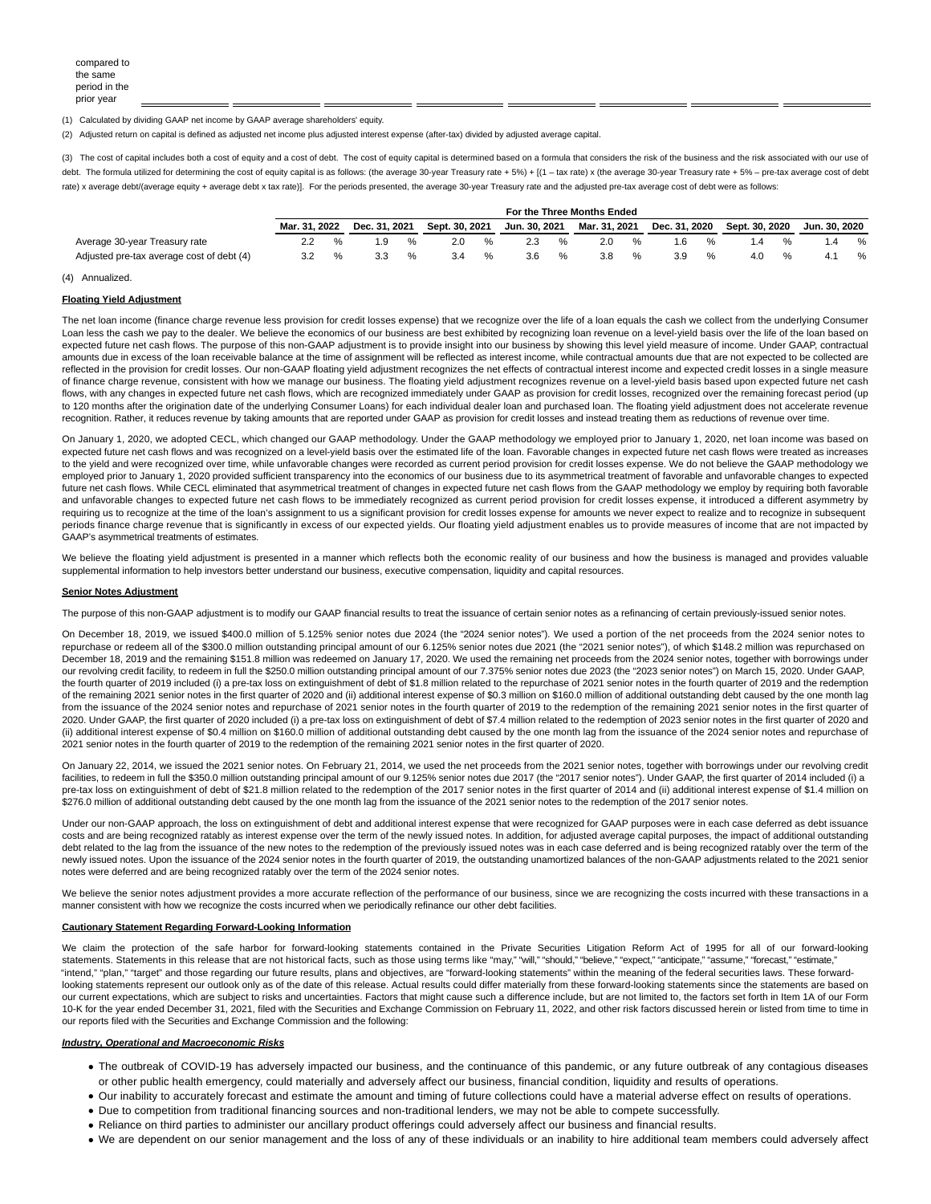compared to the same period in the prior year

(1) Calculated by dividing GAAP net income by GAAP average shareholders' equity.

(2) Adjusted return on capital is defined as adjusted net income plus adjusted interest expense (after-tax) divided by adjusted average capital.

(3) The cost of capital includes both a cost of equity and a cost of debt. The cost of equity capital is determined based on a formula that considers the risk of the business and the risk associated with our use of debt. The formula utilized for determining the cost of equity capital is as follows: (the average 30-year Treasury rate + 5%) + [(1 – tax rate) x (the average 30-year Treasury rate + 5% – pre-tax average cost of debt rate) x average debt/(average equity + average debt x tax rate)]. For the periods presented, the average 30-year Treasury rate and the adjusted pre-tax average cost of debt were as follows:

| | For the Three Months Ended | | | | | | | |
|---|---|---|---|---|---|---|---|---|
| | Mar. 31, 2022 | Dec. 31, 2021 | Sept. 30, 2021 | Jun. 30, 2021 | Mar. 31, 2021 | Dec. 31, 2020 | Sept. 30, 2020 | Jun. 30, 2020 |
| Average 30-year Treasury rate | 2.2 % | 1.9 % | 2.0 % | 2.3 % | 2.0 % | 1.6 % | 1.4 % | 1.4 % |
| Adjusted pre-tax average cost of debt (4) | 3.2 % | 3.3 % | 3.4 % | 3.6 % | 3.8 % | 3.9 % | 4.0 % | 4.1 % |

(4) Annualized.

**Floating Yield Adjustment**

The net loan income (finance charge revenue less provision for credit losses expense) that we recognize over the life of a loan equals the cash we collect from the underlying Consumer Loan less the cash we pay to the dealer. We believe the economics of our business are best exhibited by recognizing loan revenue on a level-yield basis over the life of the loan based on expected future net cash flows. The purpose of this non-GAAP adjustment is to provide insight into our business by showing this level yield measure of income. Under GAAP, contractual amounts due in excess of the loan receivable balance at the time of assignment will be reflected as interest income, while contractual amounts due that are not expected to be collected are reflected in the provision for credit losses. Our non-GAAP floating yield adjustment recognizes the net effects of contractual interest income and expected credit losses in a single measure of finance charge revenue, consistent with how we manage our business. The floating yield adjustment recognizes revenue on a level-yield basis based upon expected future net cash flows, with any changes in expected future net cash flows, which are recognized immediately under GAAP as provision for credit losses, recognized over the remaining forecast period (up to 120 months after the origination date of the underlying Consumer Loans) for each individual dealer loan and purchased loan. The floating yield adjustment does not accelerate revenue recognition. Rather, it reduces revenue by taking amounts that are reported under GAAP as provision for credit losses and instead treating them as reductions of revenue over time.

On January 1, 2020, we adopted CECL, which changed our GAAP methodology. Under the GAAP methodology we employed prior to January 1, 2020, net loan income was based on expected future net cash flows and was recognized on a level-yield basis over the estimated life of the loan. Favorable changes in expected future net cash flows were treated as increases to the yield and were recognized over time, while unfavorable changes were recorded as current period provision for credit losses expense. We do not believe the GAAP methodology we employed prior to January 1, 2020 provided sufficient transparency into the economics of our business due to its asymmetrical treatment of favorable and unfavorable changes to expected future net cash flows. While CECL eliminated that asymmetrical treatment of changes in expected future net cash flows from the GAAP methodology we employ by requiring both favorable and unfavorable changes to expected future net cash flows to be immediately recognized as current period provision for credit losses expense, it introduced a different asymmetry by requiring us to recognize at the time of the loan's assignment to us a significant provision for credit losses expense for amounts we never expect to realize and to recognize in subsequent periods finance charge revenue that is significantly in excess of our expected yields. Our floating yield adjustment enables us to provide measures of income that are not impacted by GAAP's asymmetrical treatments of estimates.

We believe the floating yield adjustment is presented in a manner which reflects both the economic reality of our business and how the business is managed and provides valuable supplemental information to help investors better understand our business, executive compensation, liquidity and capital resources.

**Senior Notes Adjustment**

The purpose of this non-GAAP adjustment is to modify our GAAP financial results to treat the issuance of certain senior notes as a refinancing of certain previously-issued senior notes.

On December 18, 2019, we issued $400.0 million of 5.125% senior notes due 2024 (the "2024 senior notes"). We used a portion of the net proceeds from the 2024 senior notes to repurchase or redeem all of the $300.0 million outstanding principal amount of our 6.125% senior notes due 2021 (the "2021 senior notes"), of which $148.2 million was repurchased on December 18, 2019 and the remaining $151.8 million was redeemed on January 17, 2020. We used the remaining net proceeds from the 2024 senior notes, together with borrowings under our revolving credit facility, to redeem in full the $250.0 million outstanding principal amount of our 7.375% senior notes due 2023 (the "2023 senior notes") on March 15, 2020. Under GAAP, the fourth quarter of 2019 included (i) a pre-tax loss on extinguishment of debt of $1.8 million related to the repurchase of 2021 senior notes in the fourth quarter of 2019 and the redemption of the remaining 2021 senior notes in the first quarter of 2020 and (ii) additional interest expense of $0.3 million on $160.0 million of additional outstanding debt caused by the one month lag from the issuance of the 2024 senior notes and repurchase of 2021 senior notes in the fourth quarter of 2019 to the redemption of the remaining 2021 senior notes in the first quarter of 2020. Under GAAP, the first quarter of 2020 included (i) a pre-tax loss on extinguishment of debt of $7.4 million related to the redemption of 2023 senior notes in the first quarter of 2020 and (ii) additional interest expense of $0.4 million on $160.0 million of additional outstanding debt caused by the one month lag from the issuance of the 2024 senior notes and repurchase of 2021 senior notes in the fourth quarter of 2019 to the redemption of the remaining 2021 senior notes in the first quarter of 2020.

On January 22, 2014, we issued the 2021 senior notes. On February 21, 2014, we used the net proceeds from the 2021 senior notes, together with borrowings under our revolving credit facilities, to redeem in full the $350.0 million outstanding principal amount of our 9.125% senior notes due 2017 (the "2017 senior notes"). Under GAAP, the first quarter of 2014 included (i) a pre-tax loss on extinguishment of debt of $21.8 million related to the redemption of the 2017 senior notes in the first quarter of 2014 and (ii) additional interest expense of $1.4 million on $276.0 million of additional outstanding debt caused by the one month lag from the issuance of the 2021 senior notes to the redemption of the 2017 senior notes.

Under our non-GAAP approach, the loss on extinguishment of debt and additional interest expense that were recognized for GAAP purposes were in each case deferred as debt issuance costs and are being recognized ratably as interest expense over the term of the newly issued notes. In addition, for adjusted average capital purposes, the impact of additional outstanding debt related to the lag from the issuance of the new notes to the redemption of the previously issued notes was in each case deferred and is being recognized ratably over the term of the newly issued notes. Upon the issuance of the 2024 senior notes in the fourth quarter of 2019, the outstanding unamortized balances of the non-GAAP adjustments related to the 2021 senior notes were deferred and are being recognized ratably over the term of the 2024 senior notes.

We believe the senior notes adjustment provides a more accurate reflection of the performance of our business, since we are recognizing the costs incurred with these transactions in a manner consistent with how we recognize the costs incurred when we periodically refinance our other debt facilities.

**Cautionary Statement Regarding Forward-Looking Information**

We claim the protection of the safe harbor for forward-looking statements contained in the Private Securities Litigation Reform Act of 1995 for all of our forward-looking statements. Statements in this release that are not historical facts, such as those using terms like "may," "will," "should," "believe," "expect," "anticipate," "assume," "forecast," "estimate," "intend," "plan," "target" and those regarding our future results, plans and objectives, are "forward-looking statements" within the meaning of the federal securities laws. These forward-looking statements represent our outlook only as of the date of this release. Actual results could differ materially from these forward-looking statements since the statements are based on our current expectations, which are subject to risks and uncertainties. Factors that might cause such a difference include, but are not limited to, the factors set forth in Item 1A of our Form 10-K for the year ended December 31, 2021, filed with the Securities and Exchange Commission on February 11, 2022, and other risk factors discussed herein or listed from time to time in our reports filed with the Securities and Exchange Commission and the following:

***Industry, Operational and Macroeconomic Risks***

- The outbreak of COVID-19 has adversely impacted our business, and the continuance of this pandemic, or any future outbreak of any contagious diseases or other public health emergency, could materially and adversely affect our business, financial condition, liquidity and results of operations.
- Our inability to accurately forecast and estimate the amount and timing of future collections could have a material adverse effect on results of operations.
- Due to competition from traditional financing sources and non-traditional lenders, we may not be able to compete successfully.
- Reliance on third parties to administer our ancillary product offerings could adversely affect our business and financial results.
- We are dependent on our senior management and the loss of any of these individuals or an inability to hire additional team members could adversely affect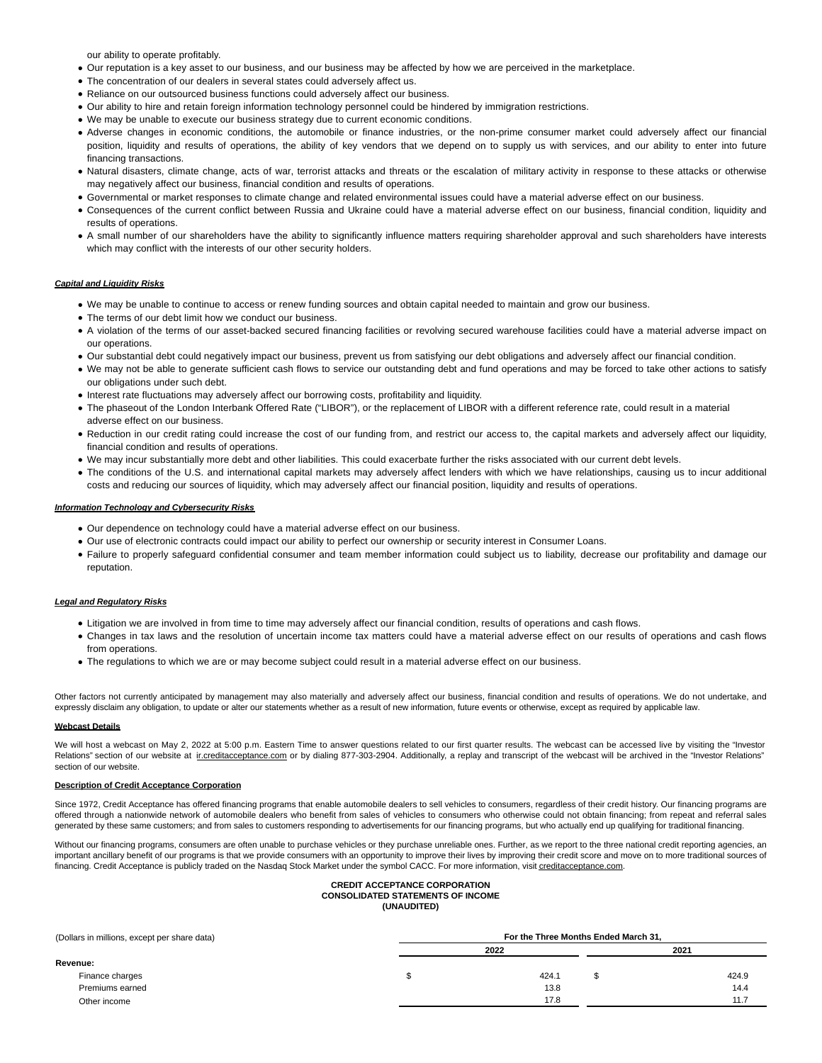our ability to operate profitably.

- Our reputation is a key asset to our business, and our business may be affected by how we are perceived in the marketplace.
- The concentration of our dealers in several states could adversely affect us.
- Reliance on our outsourced business functions could adversely affect our business.
- Our ability to hire and retain foreign information technology personnel could be hindered by immigration restrictions.
- We may be unable to execute our business strategy due to current economic conditions.
- Adverse changes in economic conditions, the automobile or finance industries, or the non-prime consumer market could adversely affect our financial position, liquidity and results of operations, the ability of key vendors that we depend on to supply us with services, and our ability to enter into future financing transactions.
- Natural disasters, climate change, acts of war, terrorist attacks and threats or the escalation of military activity in response to these attacks or otherwise may negatively affect our business, financial condition and results of operations.
- Governmental or market responses to climate change and related environmental issues could have a material adverse effect on our business.
- Consequences of the current conflict between Russia and Ukraine could have a material adverse effect on our business, financial condition, liquidity and results of operations.
- A small number of our shareholders have the ability to significantly influence matters requiring shareholder approval and such shareholders have interests which may conflict with the interests of our other security holders.

***Capital and Liquidity Risks***

- We may be unable to continue to access or renew funding sources and obtain capital needed to maintain and grow our business.
- The terms of our debt limit how we conduct our business.
- A violation of the terms of our asset-backed secured financing facilities or revolving secured warehouse facilities could have a material adverse impact on our operations.
- Our substantial debt could negatively impact our business, prevent us from satisfying our debt obligations and adversely affect our financial condition.
- We may not be able to generate sufficient cash flows to service our outstanding debt and fund operations and may be forced to take other actions to satisfy our obligations under such debt.
- Interest rate fluctuations may adversely affect our borrowing costs, profitability and liquidity.
- The phaseout of the London Interbank Offered Rate ("LIBOR"), or the replacement of LIBOR with a different reference rate, could result in a material adverse effect on our business.
- Reduction in our credit rating could increase the cost of our funding from, and restrict our access to, the capital markets and adversely affect our liquidity, financial condition and results of operations.
- We may incur substantially more debt and other liabilities. This could exacerbate further the risks associated with our current debt levels.
- The conditions of the U.S. and international capital markets may adversely affect lenders with which we have relationships, causing us to incur additional costs and reducing our sources of liquidity, which may adversely affect our financial position, liquidity and results of operations.

***Information Technology and Cybersecurity Risks***

- Our dependence on technology could have a material adverse effect on our business.
- Our use of electronic contracts could impact our ability to perfect our ownership or security interest in Consumer Loans.
- Failure to properly safeguard confidential consumer and team member information could subject us to liability, decrease our profitability and damage our reputation.

***Legal and Regulatory Risks***

- Litigation we are involved in from time to time may adversely affect our financial condition, results of operations and cash flows.
- Changes in tax laws and the resolution of uncertain income tax matters could have a material adverse effect on our results of operations and cash flows from operations.
- The regulations to which we are or may become subject could result in a material adverse effect on our business.

Other factors not currently anticipated by management may also materially and adversely affect our business, financial condition and results of operations. We do not undertake, and expressly disclaim any obligation, to update or alter our statements whether as a result of new information, future events or otherwise, except as required by applicable law.

**Webcast Details**

We will host a webcast on May 2, 2022 at 5:00 p.m. Eastern Time to answer questions related to our first quarter results. The webcast can be accessed live by visiting the "Investor Relations" section of our website at ir.creditacceptance.com or by dialing 877-303-2904. Additionally, a replay and transcript of the webcast will be archived in the "Investor Relations" section of our website.

**Description of Credit Acceptance Corporation**

Since 1972, Credit Acceptance has offered financing programs that enable automobile dealers to sell vehicles to consumers, regardless of their credit history. Our financing programs are offered through a nationwide network of automobile dealers who benefit from sales of vehicles to consumers who otherwise could not obtain financing; from repeat and referral sales generated by these same customers; and from sales to customers responding to advertisements for our financing programs, but who actually end up qualifying for traditional financing.

Without our financing programs, consumers are often unable to purchase vehicles or they purchase unreliable ones. Further, as we report to the three national credit reporting agencies, an important ancillary benefit of our programs is that we provide consumers with an opportunity to improve their lives by improving their credit score and move on to more traditional sources of financing. Credit Acceptance is publicly traded on the Nasdaq Stock Market under the symbol CACC. For more information, visit creditacceptance.com.

**CREDIT ACCEPTANCE CORPORATION**
**CONSOLIDATED STATEMENTS OF INCOME**
**(UNAUDITED)**

| (Dollars in millions, except per share data) | For the Three Months Ended March 31, | |
|---|---|---|
| | 2022 | 2021 |
| **Revenue:** | | |
| Finance charges | $ 424.1 | $ 424.9 |
| Premiums earned | 13.8 | 14.4 |
| Other income | 17.8 | 11.7 |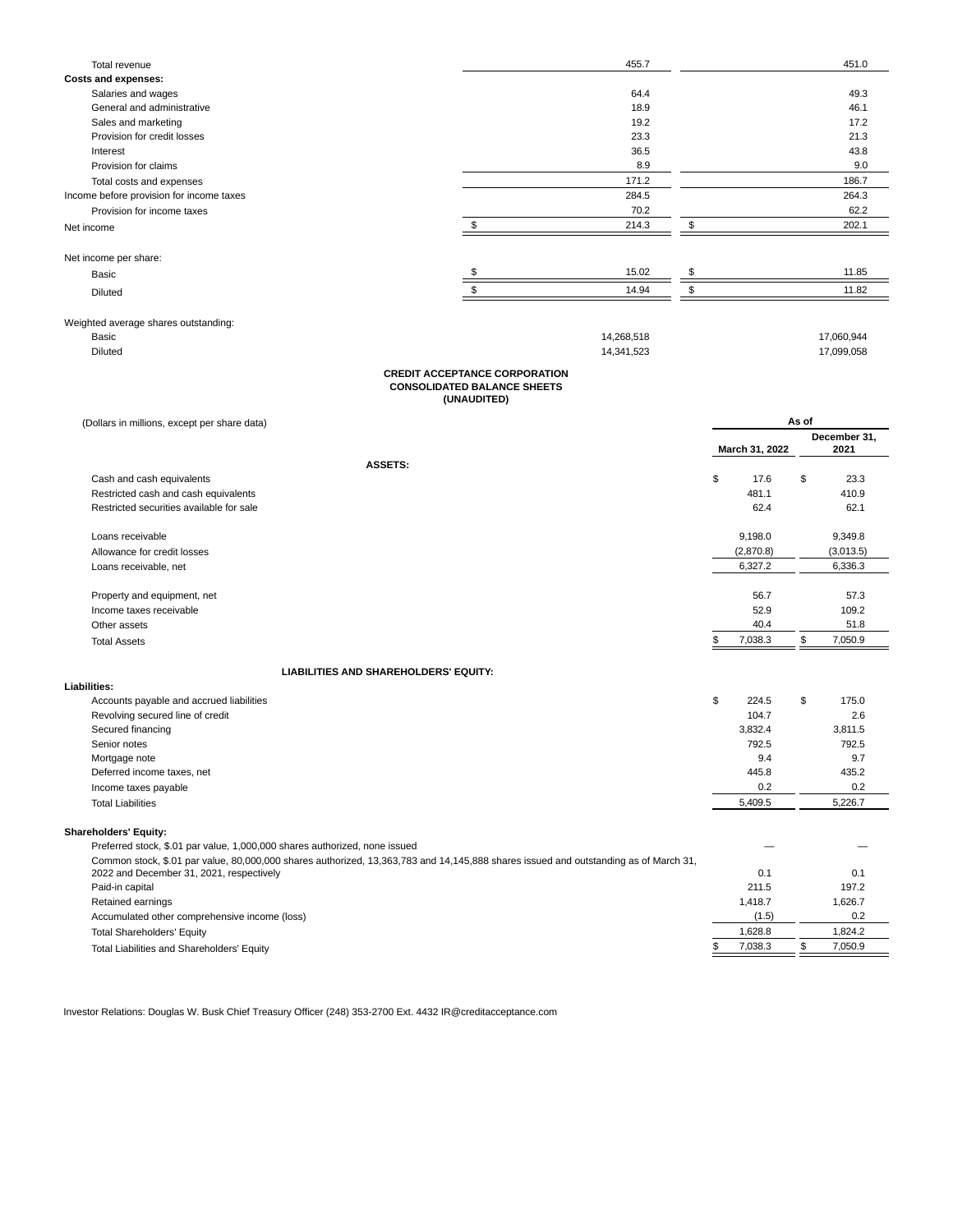| | | |
|---|---|---|
| Total revenue | 455.7 | 451.0 |
| **Costs and expenses:** | | |
| Salaries and wages | 64.4 | 49.3 |
| General and administrative | 18.9 | 46.1 |
| Sales and marketing | 19.2 | 17.2 |
| Provision for credit losses | 23.3 | 21.3 |
| Interest | 36.5 | 43.8 |
| Provision for claims | 8.9 | 9.0 |
| Total costs and expenses | 171.2 | 186.7 |
| Income before provision for income taxes | 284.5 | 264.3 |
| Provision for income taxes | 70.2 | 62.2 |
| Net income | $ 214.3 | $ 202.1 |
| | | |
| Net income per share: | | |
| Basic | $ 15.02 | $ 11.85 |
| Diluted | $ 14.94 | $ 11.82 |
| | | |
| Weighted average shares outstanding: | | |
| Basic | 14,268,518 | 17,060,944 |
| Diluted | 14,341,523 | 17,099,058 |

**CREDIT ACCEPTANCE CORPORATION**
**CONSOLIDATED BALANCE SHEETS**
**(UNAUDITED)**

| (Dollars in millions, except per share data) | As of | |
|---|---|---|
| | **March 31, 2022** | **December 31, 2021** |
| **ASSETS:** | | |
| Cash and cash equivalents | $ 17.6 | $ 23.3 |
| Restricted cash and cash equivalents | 481.1 | 410.9 |
| Restricted securities available for sale | 62.4 | 62.1 |
| | | |
| Loans receivable | 9,198.0 | 9,349.8 |
| Allowance for credit losses | (2,870.8) | (3,013.5) |
| Loans receivable, net | 6,327.2 | 6,336.3 |
| | | |
| Property and equipment, net | 56.7 | 57.3 |
| Income taxes receivable | 52.9 | 109.2 |
| Other assets | 40.4 | 51.8 |
| Total Assets | $ 7,038.3 | $ 7,050.9 |
| | | |
| **LIABILITIES AND SHAREHOLDERS' EQUITY:** | | |
| **Liabilities:** | | |
| Accounts payable and accrued liabilities | $ 224.5 | $ 175.0 |
| Revolving secured line of credit | 104.7 | 2.6 |
| Secured financing | 3,832.4 | 3,811.5 |
| Senior notes | 792.5 | 792.5 |
| Mortgage note | 9.4 | 9.7 |
| Deferred income taxes, net | 445.8 | 435.2 |
| Income taxes payable | 0.2 | 0.2 |
| Total Liabilities | 5,409.5 | 5,226.7 |
| | | |
| **Shareholders' Equity:** | | |
| Preferred stock, $.01 par value, 1,000,000 shares authorized, none issued | — | — |
| Common stock, $.01 par value, 80,000,000 shares authorized, 13,363,783 and 14,145,888 shares issued and outstanding as of March 31, 2022 and December 31, 2021, respectively | 0.1 | 0.1 |
| Paid-in capital | 211.5 | 197.2 |
| Retained earnings | 1,418.7 | 1,626.7 |
| Accumulated other comprehensive income (loss) | (1.5) | 0.2 |
| Total Shareholders' Equity | 1,628.8 | 1,824.2 |
| Total Liabilities and Shareholders' Equity | $ 7,038.3 | $ 7,050.9 |

Investor Relations: Douglas W. Busk Chief Treasury Officer (248) 353-2700 Ext. 4432 IR@creditacceptance.com